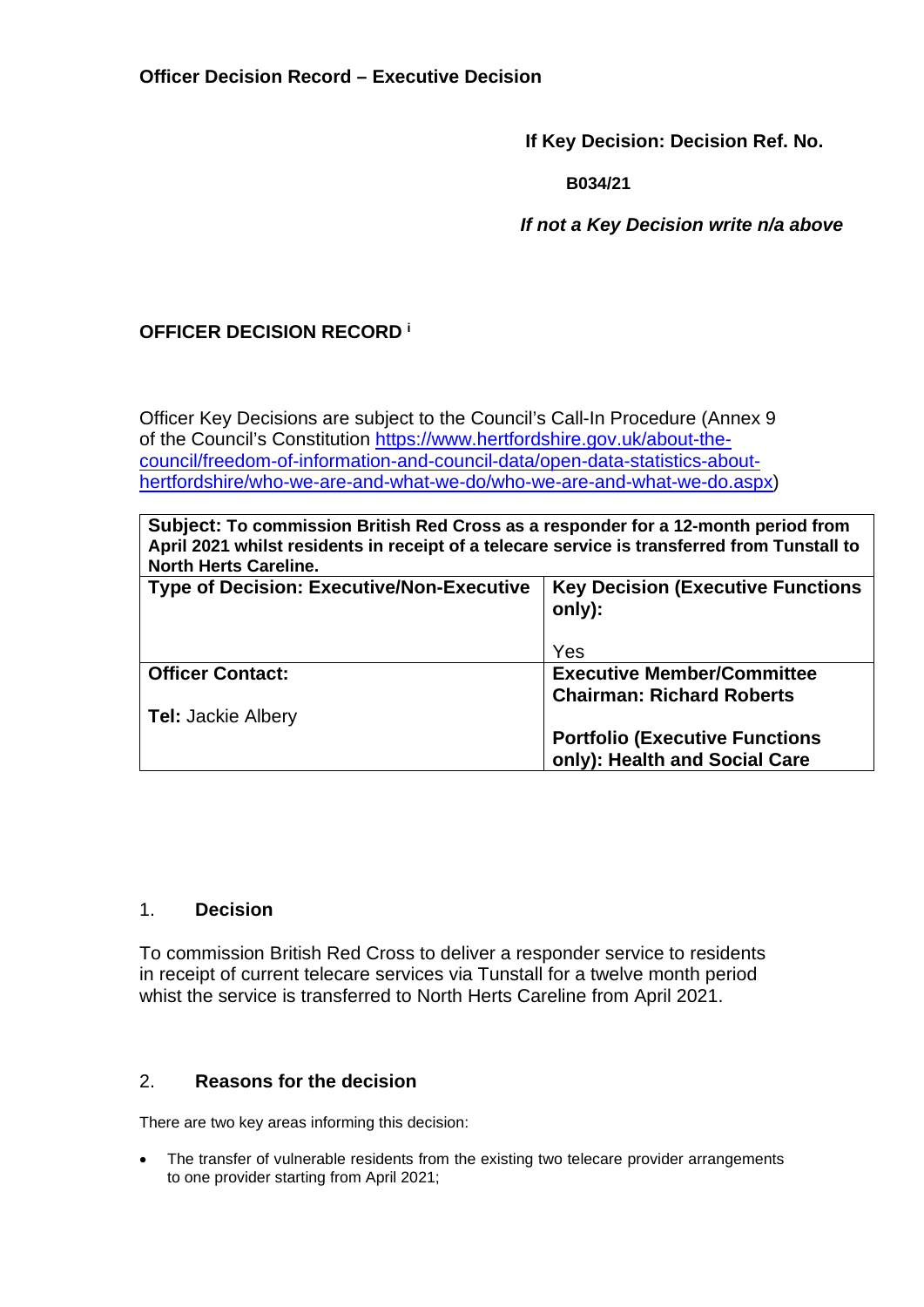**Officer Decision Record – Executive Decision**

**If Key Decision: Decision Ref. No.**

**B034/21**

***If not a Key Decision write n/a above***

**OFFICER DECISION RECORD** [i]

Officer Key Decisions are subject to the Council's Call-In Procedure (Annex 9 of the Council's Constitution https://www.hertfordshire.gov.uk/about-the-council/freedom-of-information-and-council-data/open-data-statistics-about-hertfordshire/who-we-are-and-what-we-do/who-we-are-and-what-we-do.aspx)

| **Subject: To commission British Red Cross as a responder for a 12-month period from April 2021 whilst residents in receipt of a telecare service is transferred from Tunstall to North Herts Careline.** | |
|---|---|
| **Type of Decision: Executive/Non-Executive** | **Key Decision (Executive Functions only):**<br><br>Yes |
| **Officer Contact:**<br><br>**Tel:** Jackie Albery | **Executive Member/Committee Chairman: Richard Roberts**<br><br>**Portfolio (Executive Functions only): Health and Social Care** |

## 1. Decision

To commission British Red Cross to deliver a responder service to residents in receipt of current telecare services via Tunstall for a twelve month period whist the service is transferred to North Herts Careline from April 2021.

## 2. Reasons for the decision

There are two key areas informing this decision:

- The transfer of vulnerable residents from the existing two telecare provider arrangements to one provider starting from April 2021;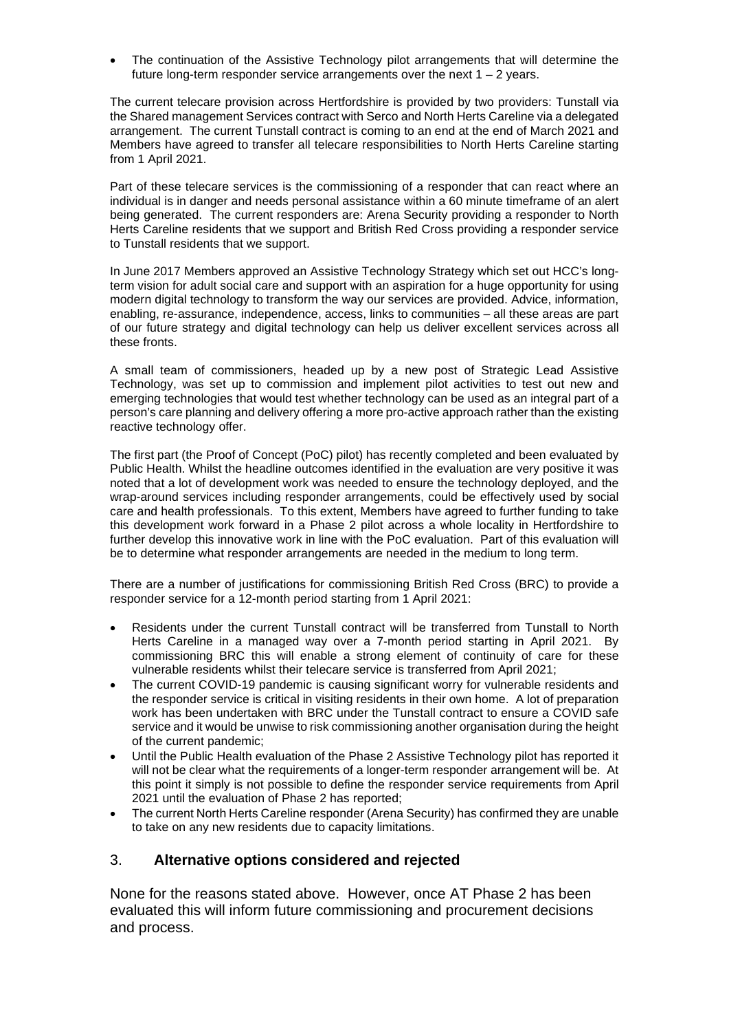- The continuation of the Assistive Technology pilot arrangements that will determine the future long-term responder service arrangements over the next 1 – 2 years.

The current telecare provision across Hertfordshire is provided by two providers: Tunstall via the Shared management Services contract with Serco and North Herts Careline via a delegated arrangement. The current Tunstall contract is coming to an end at the end of March 2021 and Members have agreed to transfer all telecare responsibilities to North Herts Careline starting from 1 April 2021.

Part of these telecare services is the commissioning of a responder that can react where an individual is in danger and needs personal assistance within a 60 minute timeframe of an alert being generated. The current responders are: Arena Security providing a responder to North Herts Careline residents that we support and British Red Cross providing a responder service to Tunstall residents that we support.

In June 2017 Members approved an Assistive Technology Strategy which set out HCC's long-term vision for adult social care and support with an aspiration for a huge opportunity for using modern digital technology to transform the way our services are provided. Advice, information, enabling, re-assurance, independence, access, links to communities – all these areas are part of our future strategy and digital technology can help us deliver excellent services across all these fronts.

A small team of commissioners, headed up by a new post of Strategic Lead Assistive Technology, was set up to commission and implement pilot activities to test out new and emerging technologies that would test whether technology can be used as an integral part of a person's care planning and delivery offering a more pro-active approach rather than the existing reactive technology offer.

The first part (the Proof of Concept (PoC) pilot) has recently completed and been evaluated by Public Health. Whilst the headline outcomes identified in the evaluation are very positive it was noted that a lot of development work was needed to ensure the technology deployed, and the wrap-around services including responder arrangements, could be effectively used by social care and health professionals. To this extent, Members have agreed to further funding to take this development work forward in a Phase 2 pilot across a whole locality in Hertfordshire to further develop this innovative work in line with the PoC evaluation. Part of this evaluation will be to determine what responder arrangements are needed in the medium to long term.

There are a number of justifications for commissioning British Red Cross (BRC) to provide a responder service for a 12-month period starting from 1 April 2021:

- Residents under the current Tunstall contract will be transferred from Tunstall to North Herts Careline in a managed way over a 7-month period starting in April 2021. By commissioning BRC this will enable a strong element of continuity of care for these vulnerable residents whilst their telecare service is transferred from April 2021;
- The current COVID-19 pandemic is causing significant worry for vulnerable residents and the responder service is critical in visiting residents in their own home. A lot of preparation work has been undertaken with BRC under the Tunstall contract to ensure a COVID safe service and it would be unwise to risk commissioning another organisation during the height of the current pandemic;
- Until the Public Health evaluation of the Phase 2 Assistive Technology pilot has reported it will not be clear what the requirements of a longer-term responder arrangement will be. At this point it simply is not possible to define the responder service requirements from April 2021 until the evaluation of Phase 2 has reported;
- The current North Herts Careline responder (Arena Security) has confirmed they are unable to take on any new residents due to capacity limitations.

## 3. **Alternative options considered and rejected**

None for the reasons stated above. However, once AT Phase 2 has been evaluated this will inform future commissioning and procurement decisions and process.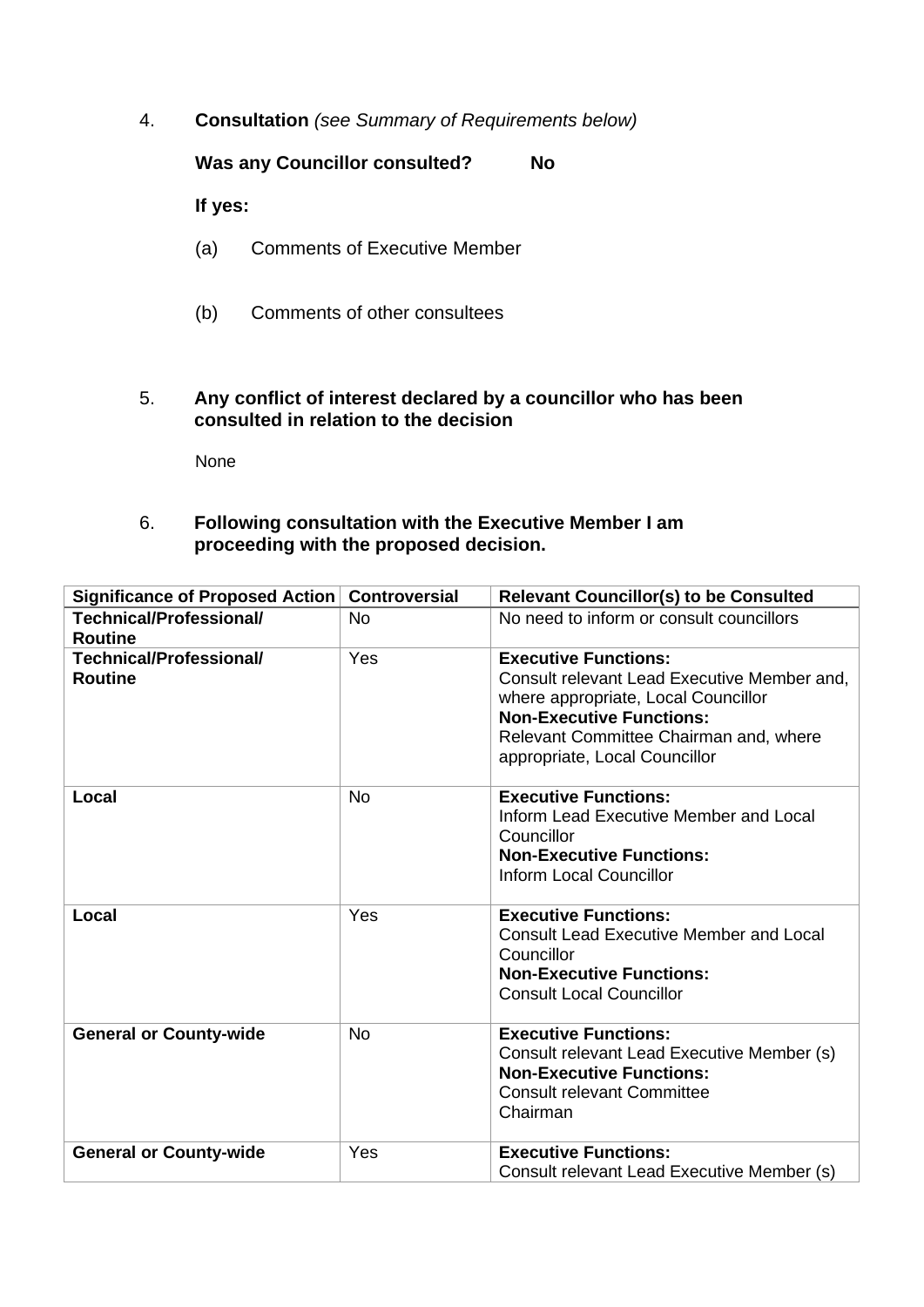4. **Consultation** *(see Summary of Requirements below)*

   **Was any Councillor consulted?** **No**

   **If yes:**

   (a) Comments of Executive Member

   (b) Comments of other consultees

5. **Any conflict of interest declared by a councillor who has been consulted in relation to the decision**

   None

6. **Following consultation with the Executive Member I am proceeding with the proposed decision.**

| Significance of Proposed Action | Controversial | Relevant Councillor(s) to be Consulted |
|---|---|---|
| **Technical/Professional/ Routine** | No | No need to inform or consult councillors |
| **Technical/Professional/ Routine** | Yes | **Executive Functions:** Consult relevant Lead Executive Member and, where appropriate, Local Councillor **Non-Executive Functions:** Relevant Committee Chairman and, where appropriate, Local Councillor |
| **Local** | No | **Executive Functions:** Inform Lead Executive Member and Local Councillor **Non-Executive Functions:** Inform Local Councillor |
| **Local** | Yes | **Executive Functions:** Consult Lead Executive Member and Local Councillor **Non-Executive Functions:** Consult Local Councillor |
| **General or County-wide** | No | **Executive Functions:** Consult relevant Lead Executive Member (s) **Non-Executive Functions:** Consult relevant Committee Chairman |
| **General or County-wide** | Yes | **Executive Functions:** Consult relevant Lead Executive Member (s) |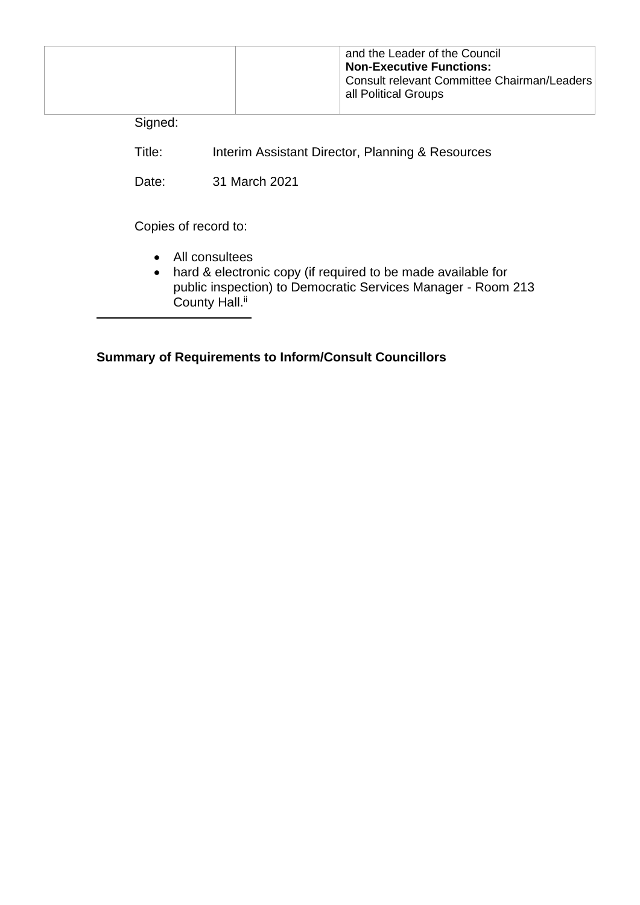| | | |
|---|---|---|
| | | and the Leader of the Council<br>**Non-Executive Functions:**<br>Consult relevant Committee Chairman/Leaders all Political Groups |

Signed:

Title: Interim Assistant Director, Planning & Resources

Date: 31 March 2021

Copies of record to:

- All consultees
- hard & electronic copy (if required to be made available for public inspection) to Democratic Services Manager - Room 213 County Hall.[ii]

---

**Summary of Requirements to Inform/Consult Councillors**